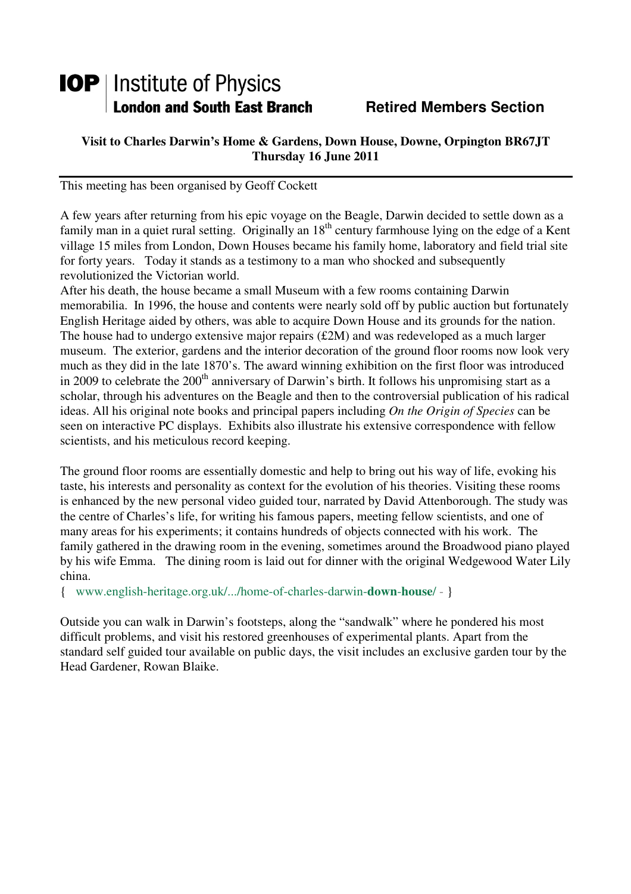# IOP | Institute of Physics

**London and South East Branch** **Retired Members Section**

**Visit to Charles Darwin's Home & Gardens, Down House, Downe, Orpington BR67JT**
**Thursday 16 June 2011**

---

This meeting has been organised by Geoff Cockett

A few years after returning from his epic voyage on the Beagle, Darwin decided to settle down as a family man in a quiet rural setting. Originally an 18th century farmhouse lying on the edge of a Kent village 15 miles from London, Down Houses became his family home, laboratory and field trial site for forty years. Today it stands as a testimony to a man who shocked and subsequently revolutionized the Victorian world.

After his death, the house became a small Museum with a few rooms containing Darwin memorabilia. In 1996, the house and contents were nearly sold off by public auction but fortunately English Heritage aided by others, was able to acquire Down House and its grounds for the nation. The house had to undergo extensive major repairs (£2M) and was redeveloped as a much larger museum. The exterior, gardens and the interior decoration of the ground floor rooms now look very much as they did in the late 1870's. The award winning exhibition on the first floor was introduced in 2009 to celebrate the 200th anniversary of Darwin's birth. It follows his unpromising start as a scholar, through his adventures on the Beagle and then to the controversial publication of his radical ideas. All his original note books and principal papers including *On the Origin of Species* can be seen on interactive PC displays. Exhibits also illustrate his extensive correspondence with fellow scientists, and his meticulous record keeping.

The ground floor rooms are essentially domestic and help to bring out his way of life, evoking his taste, his interests and personality as context for the evolution of his theories. Visiting these rooms is enhanced by the new personal video guided tour, narrated by David Attenborough. The study was the centre of Charles's life, for writing his famous papers, meeting fellow scientists, and one of many areas for his experiments; it contains hundreds of objects connected with his work. The family gathered in the drawing room in the evening, sometimes around the Broadwood piano played by his wife Emma. The dining room is laid out for dinner with the original Wedgewood Water Lily china.

{ www.english-heritage.org.uk/.../home-of-charles-darwin-**down-house**/ - }

Outside you can walk in Darwin's footsteps, along the "sandwalk" where he pondered his most difficult problems, and visit his restored greenhouses of experimental plants. Apart from the standard self guided tour available on public days, the visit includes an exclusive garden tour by the Head Gardener, Rowan Blaike.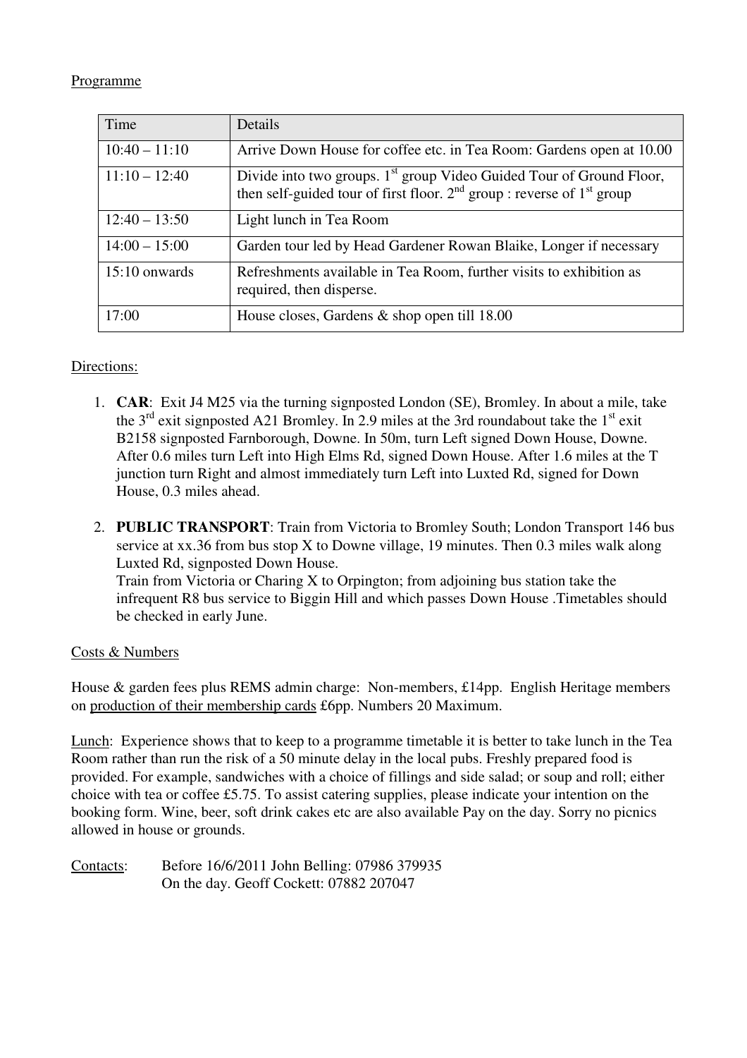Programme

| Time | Details |
| --- | --- |
| 10:40 – 11:10 | Arrive Down House for coffee etc. in Tea Room: Gardens open at 10.00 |
| 11:10 – 12:40 | Divide into two groups. 1st group Video Guided Tour of Ground Floor, then self-guided tour of first floor. 2nd group : reverse of 1st group |
| 12:40 – 13:50 | Light lunch in Tea Room |
| 14:00 – 15:00 | Garden tour led by Head Gardener Rowan Blaike, Longer if necessary |
| 15:10 onwards | Refreshments available in Tea Room, further visits to exhibition as required, then disperse. |
| 17:00 | House closes, Gardens & shop open till 18.00 |

Directions:

1. **CAR**: Exit J4 M25 via the turning signposted London (SE), Bromley. In about a mile, take the 3rd exit signposted A21 Bromley. In 2.9 miles at the 3rd roundabout take the 1st exit B2158 signposted Farnborough, Downe. In 50m, turn Left signed Down House, Downe. After 0.6 miles turn Left into High Elms Rd, signed Down House. After 1.6 miles at the T junction turn Right and almost immediately turn Left into Luxted Rd, signed for Down House, 0.3 miles ahead.

2. **PUBLIC TRANSPORT**: Train from Victoria to Bromley South; London Transport 146 bus service at xx.36 from bus stop X to Downe village, 19 minutes. Then 0.3 miles walk along Luxted Rd, signposted Down House.
   Train from Victoria or Charing X to Orpington; from adjoining bus station take the infrequent R8 bus service to Biggin Hill and which passes Down House .Timetables should be checked in early June.

Costs & Numbers

House & garden fees plus REMS admin charge: Non-members, £14pp. English Heritage members on production of their membership cards £6pp. Numbers 20 Maximum.

Lunch: Experience shows that to keep to a programme timetable it is better to take lunch in the Tea Room rather than run the risk of a 50 minute delay in the local pubs. Freshly prepared food is provided. For example, sandwiches with a choice of fillings and side salad; or soup and roll; either choice with tea or coffee £5.75. To assist catering supplies, please indicate your intention on the booking form. Wine, beer, soft drink cakes etc are also available Pay on the day. Sorry no picnics allowed in house or grounds.

Contacts: Before 16/6/2011 John Belling: 07986 379935
On the day. Geoff Cockett: 07882 207047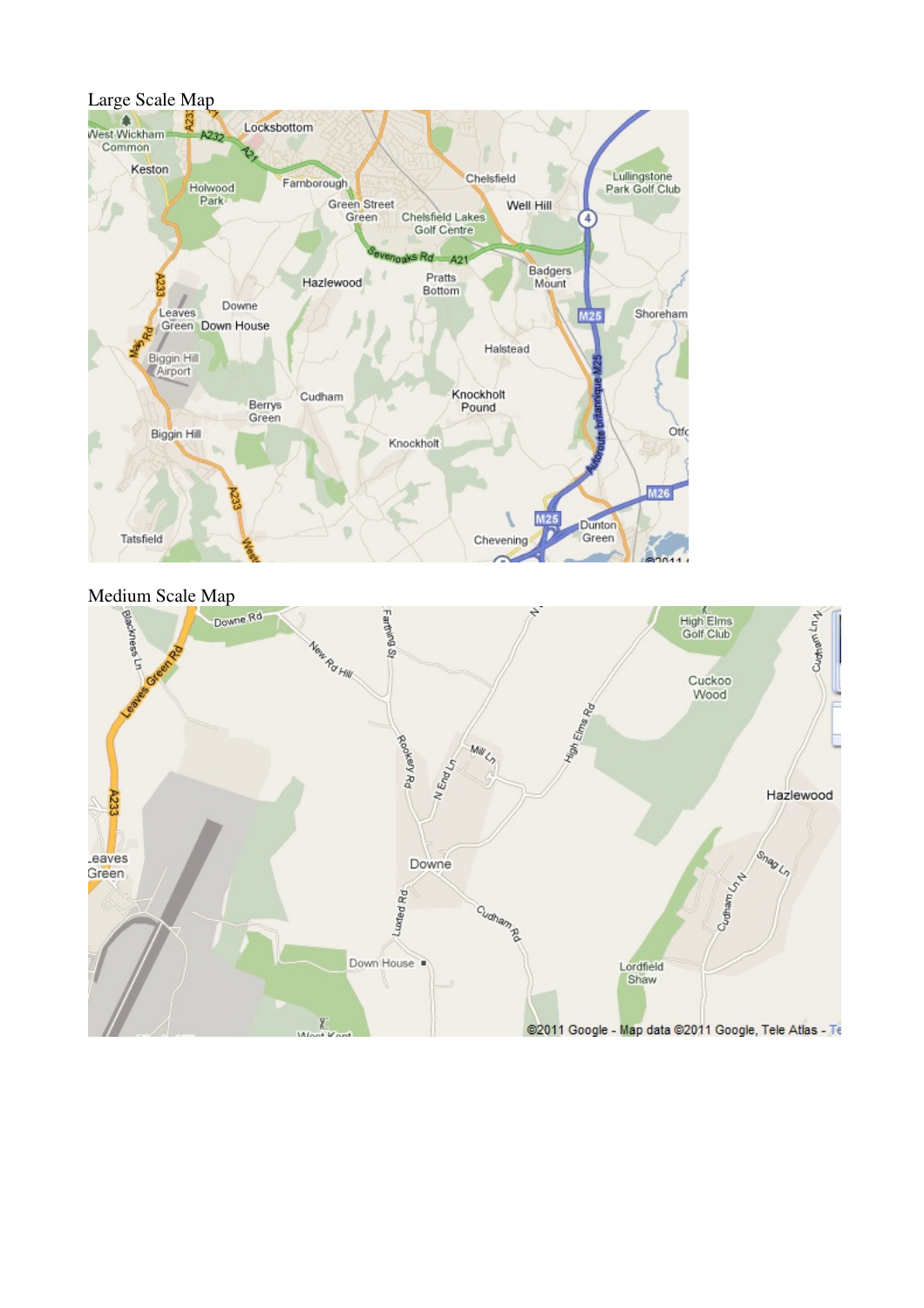Large Scale Map

Medium Scale Map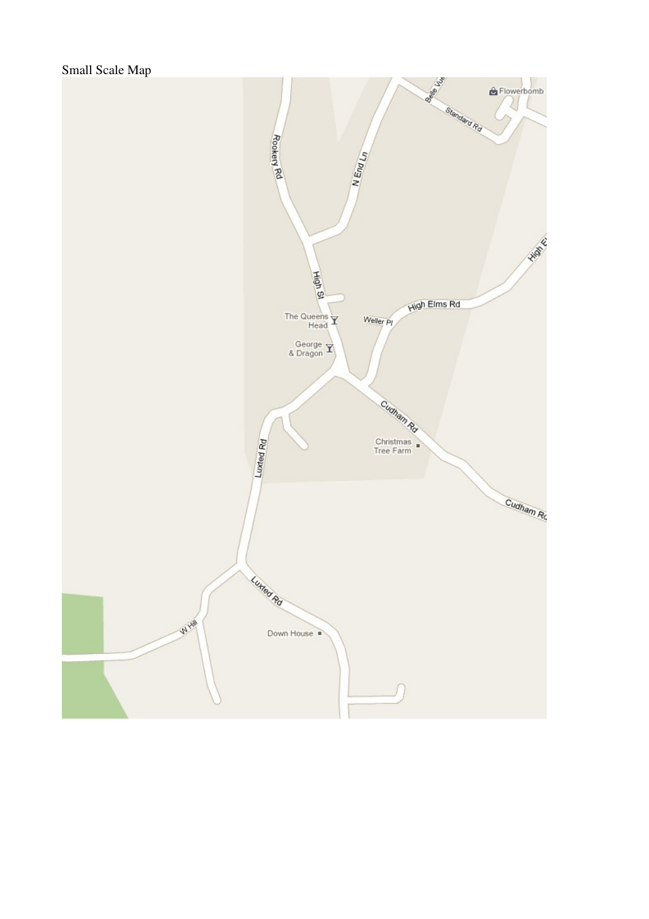Small Scale Map

Flowerbomb
Belle Vue
Standard Rd
Rookery Rd
N End Ln
High St
High Elms Rd
High El
The Queens Head
Weller Pl
George & Dragon
Cudham Rd
Christmas Tree Farm
Luxted Rd
Cudham Rd
Luxted Rd
W Hill
Down House